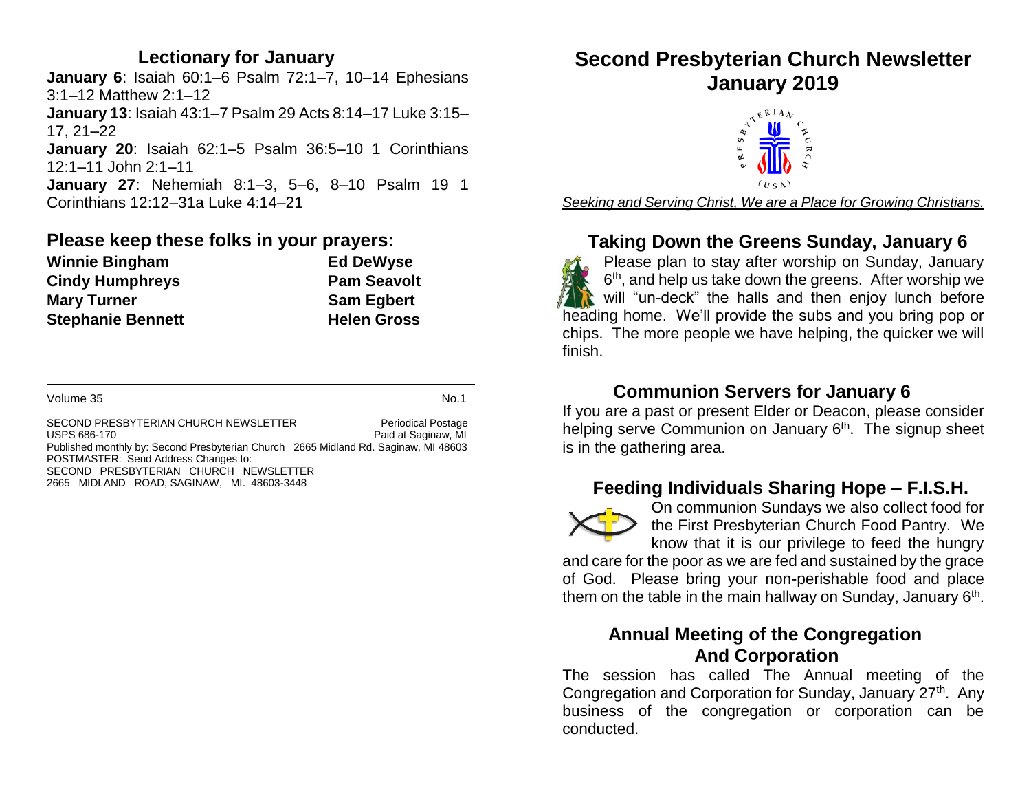## Lectionary for January

**January 6**: Isaiah 60:1–6 Psalm 72:1–7, 10–14 Ephesians 3:1–12 Matthew 2:1–12

**January 13**: Isaiah 43:1–7 Psalm 29 Acts 8:14–17 Luke 3:15–17, 21–22

**January 20**: Isaiah 62:1–5 Psalm 36:5–10 1 Corinthians 12:1–11 John 2:1–11

**January 27**: Nehemiah 8:1–3, 5–6, 8–10 Psalm 19 1 Corinthians 12:12–31a Luke 4:14–21

## Please keep these folks in your prayers:

| | |
|---|---|
| **Winnie Bingham** | **Ed DeWyse** |
| **Cindy Humphreys** | **Pam Seavolt** |
| **Mary Turner** | **Sam Egbert** |
| **Stephanie Bennett** | **Helen Gross** |

---

Volume 35 No.1

SECOND PRESBYTERIAN CHURCH NEWSLETTER Periodical Postage
USPS 686-170 Paid at Saginaw, MI
Published monthly by: Second Presbyterian Church 2665 Midland Rd. Saginaw, MI 48603
POSTMASTER: Send Address Changes to:
SECOND PRESBYTERIAN CHURCH NEWSLETTER
2665 MIDLAND ROAD, SAGINAW, MI. 48603-3448

# Second Presbyterian Church Newsletter January 2019

*Seeking and Serving Christ, We are a Place for Growing Christians.*

## Taking Down the Greens Sunday, January 6

Please plan to stay after worship on Sunday, January 6th, and help us take down the greens. After worship we will "un-deck" the halls and then enjoy lunch before heading home. We'll provide the subs and you bring pop or chips. The more people we have helping, the quicker we will finish.

## Communion Servers for January 6

If you are a past or present Elder or Deacon, please consider helping serve Communion on January 6th. The signup sheet is in the gathering area.

## Feeding Individuals Sharing Hope – F.I.S.H.

On communion Sundays we also collect food for the First Presbyterian Church Food Pantry. We know that it is our privilege to feed the hungry and care for the poor as we are fed and sustained by the grace of God. Please bring your non-perishable food and place them on the table in the main hallway on Sunday, January 6th.

## Annual Meeting of the Congregation And Corporation

The session has called The Annual meeting of the Congregation and Corporation for Sunday, January 27th. Any business of the congregation or corporation can be conducted.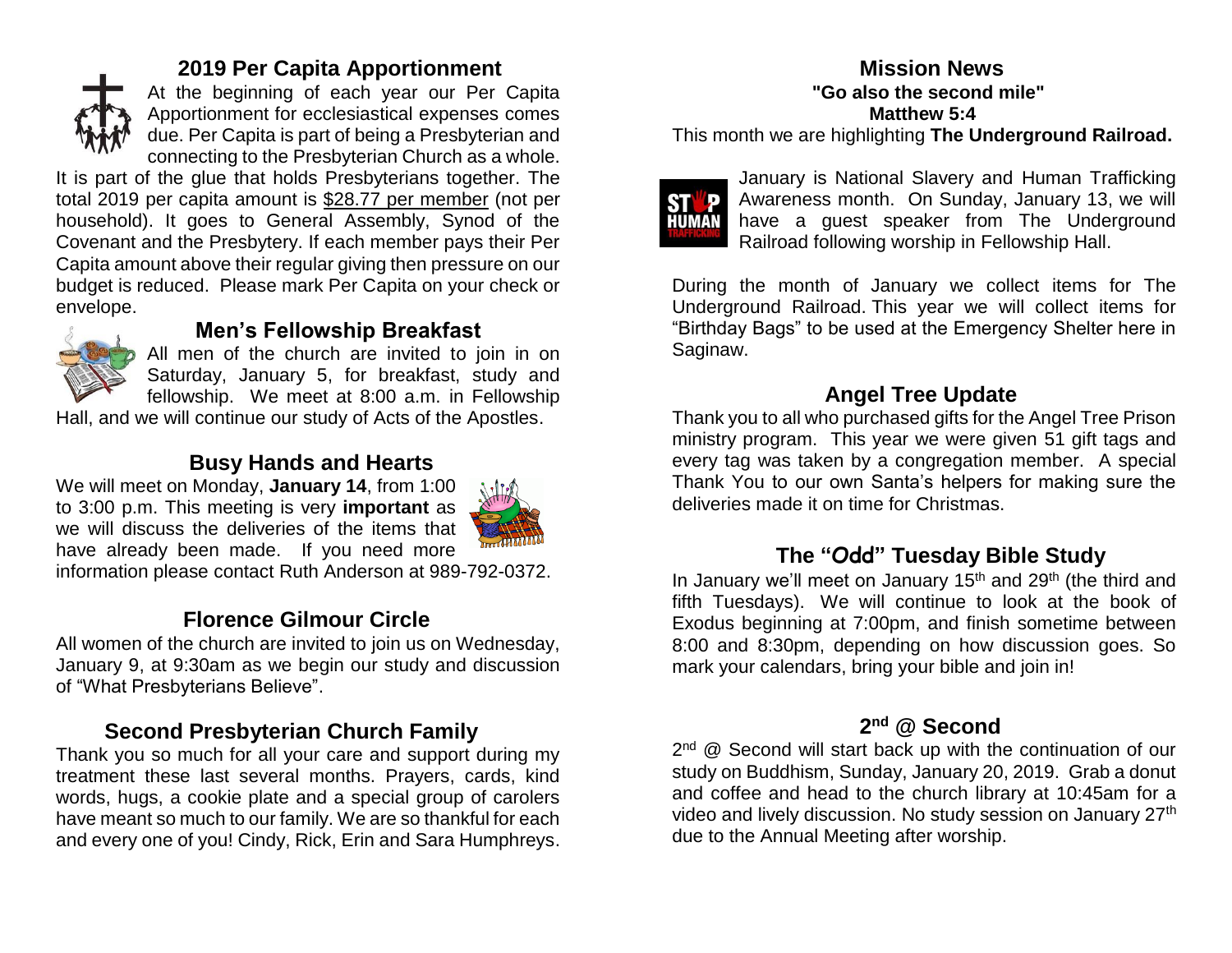## 2019 Per Capita Apportionment

At the beginning of each year our Per Capita Apportionment for ecclesiastical expenses comes due. Per Capita is part of being a Presbyterian and connecting to the Presbyterian Church as a whole. It is part of the glue that holds Presbyterians together. The total 2019 per capita amount is $28.77 per member (not per household). It goes to General Assembly, Synod of the Covenant and the Presbytery. If each member pays their Per Capita amount above their regular giving then pressure on our budget is reduced. Please mark Per Capita on your check or envelope.

## Men's Fellowship Breakfast

All men of the church are invited to join in on Saturday, January 5, for breakfast, study and fellowship. We meet at 8:00 a.m. in Fellowship Hall, and we will continue our study of Acts of the Apostles.

## Busy Hands and Hearts

We will meet on Monday, **January 14**, from 1:00 to 3:00 p.m. This meeting is very **important** as we will discuss the deliveries of the items that have already been made. If you need more information please contact Ruth Anderson at 989-792-0372.

## Florence Gilmour Circle

All women of the church are invited to join us on Wednesday, January 9, at 9:30am as we begin our study and discussion of "What Presbyterians Believe".

## Second Presbyterian Church Family

Thank you so much for all your care and support during my treatment these last several months. Prayers, cards, kind words, hugs, a cookie plate and a special group of carolers have meant so much to our family. We are so thankful for each and every one of you! Cindy, Rick, Erin and Sara Humphreys.

## Mission News

**"Go also the second mile"**
**Matthew 5:4**

This month we are highlighting **The Underground Railroad.**

January is National Slavery and Human Trafficking Awareness month. On Sunday, January 13, we will have a guest speaker from The Underground Railroad following worship in Fellowship Hall.

During the month of January we collect items for The Underground Railroad. This year we will collect items for "Birthday Bags" to be used at the Emergency Shelter here in Saginaw.

## Angel Tree Update

Thank you to all who purchased gifts for the Angel Tree Prison ministry program. This year we were given 51 gift tags and every tag was taken by a congregation member. A special Thank You to our own Santa's helpers for making sure the deliveries made it on time for Christmas.

## The "Odd" Tuesday Bible Study

In January we'll meet on January 15th and 29th (the third and fifth Tuesdays). We will continue to look at the book of Exodus beginning at 7:00pm, and finish sometime between 8:00 and 8:30pm, depending on how discussion goes. So mark your calendars, bring your bible and join in!

## 2nd @ Second

2nd @ Second will start back up with the continuation of our study on Buddhism, Sunday, January 20, 2019. Grab a donut and coffee and head to the church library at 10:45am for a video and lively discussion. No study session on January 27th due to the Annual Meeting after worship.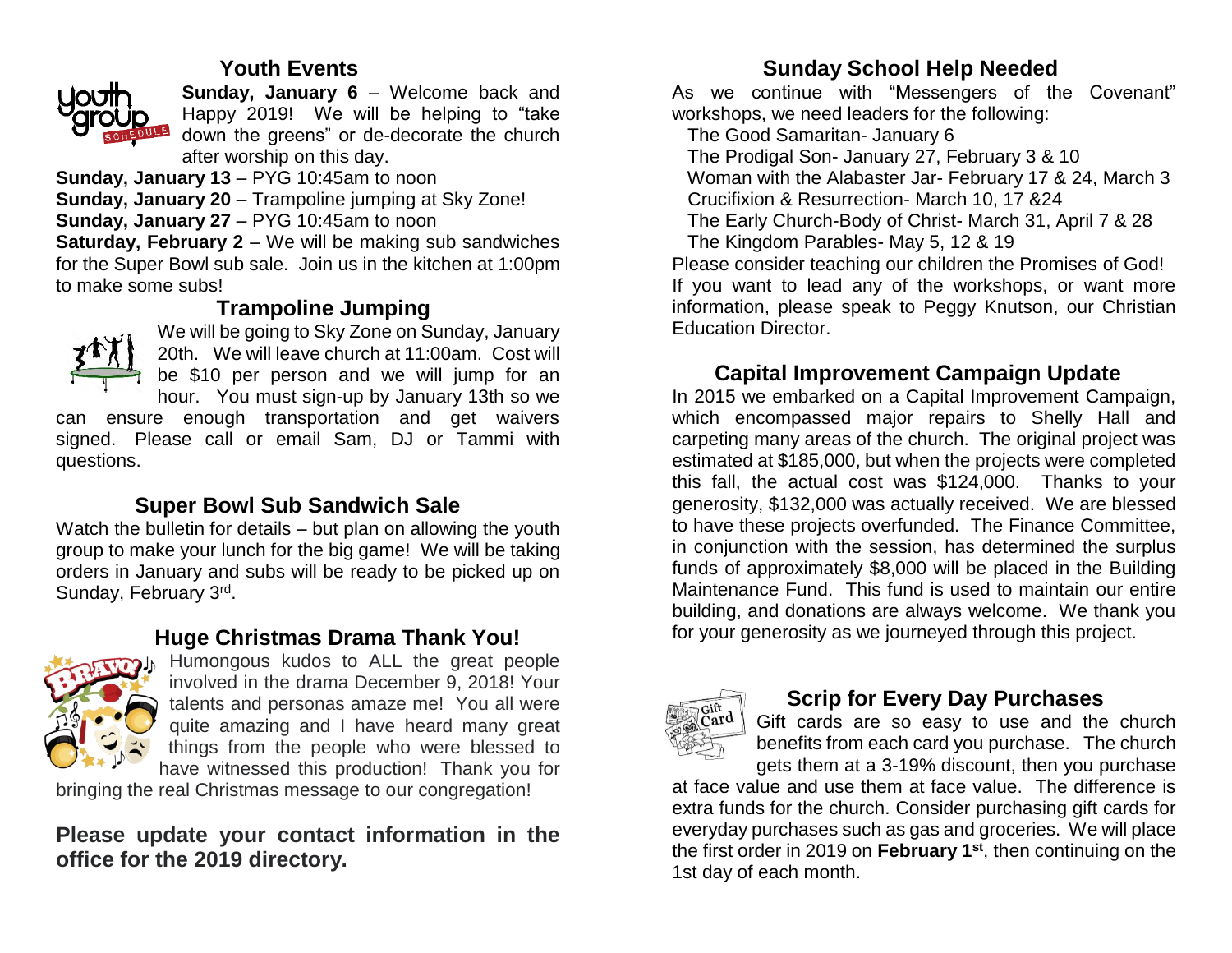## Youth Events

**Sunday, January 6** – Welcome back and Happy 2019! We will be helping to "take down the greens" or de-decorate the church after worship on this day.

**Sunday, January 13** – PYG 10:45am to noon

**Sunday, January 20** – Trampoline jumping at Sky Zone!

**Sunday, January 27** – PYG 10:45am to noon

**Saturday, February 2** – We will be making sub sandwiches for the Super Bowl sub sale. Join us in the kitchen at 1:00pm to make some subs!

## Trampoline Jumping

We will be going to Sky Zone on Sunday, January 20th. We will leave church at 11:00am. Cost will be $10 per person and we will jump for an hour. You must sign-up by January 13th so we can ensure enough transportation and get waivers signed. Please call or email Sam, DJ or Tammi with questions.

## Super Bowl Sub Sandwich Sale

Watch the bulletin for details – but plan on allowing the youth group to make your lunch for the big game! We will be taking orders in January and subs will be ready to be picked up on Sunday, February 3rd.

## Huge Christmas Drama Thank You!

Humongous kudos to ALL the great people involved in the drama December 9, 2018! Your talents and personas amaze me! You all were quite amazing and I have heard many great things from the people who were blessed to have witnessed this production! Thank you for bringing the real Christmas message to our congregation!

**Please update your contact information in the office for the 2019 directory.**

## Sunday School Help Needed

As we continue with "Messengers of the Covenant" workshops, we need leaders for the following:

- The Good Samaritan- January 6
- The Prodigal Son- January 27, February 3 & 10
- Woman with the Alabaster Jar- February 17 & 24, March 3
- Crucifixion & Resurrection- March 10, 17 &24
- The Early Church-Body of Christ- March 31, April 7 & 28
- The Kingdom Parables- May 5, 12 & 19

Please consider teaching our children the Promises of God! If you want to lead any of the workshops, or want more information, please speak to Peggy Knutson, our Christian Education Director.

## Capital Improvement Campaign Update

In 2015 we embarked on a Capital Improvement Campaign, which encompassed major repairs to Shelly Hall and carpeting many areas of the church. The original project was estimated at $185,000, but when the projects were completed this fall, the actual cost was $124,000. Thanks to your generosity, $132,000 was actually received. We are blessed to have these projects overfunded. The Finance Committee, in conjunction with the session, has determined the surplus funds of approximately $8,000 will be placed in the Building Maintenance Fund. This fund is used to maintain our entire building, and donations are always welcome. We thank you for your generosity as we journeyed through this project.

## Scrip for Every Day Purchases

Gift cards are so easy to use and the church benefits from each card you purchase. The church gets them at a 3-19% discount, then you purchase at face value and use them at face value. The difference is extra funds for the church. Consider purchasing gift cards for everyday purchases such as gas and groceries. We will place the first order in 2019 on **February 1st**, then continuing on the 1st day of each month.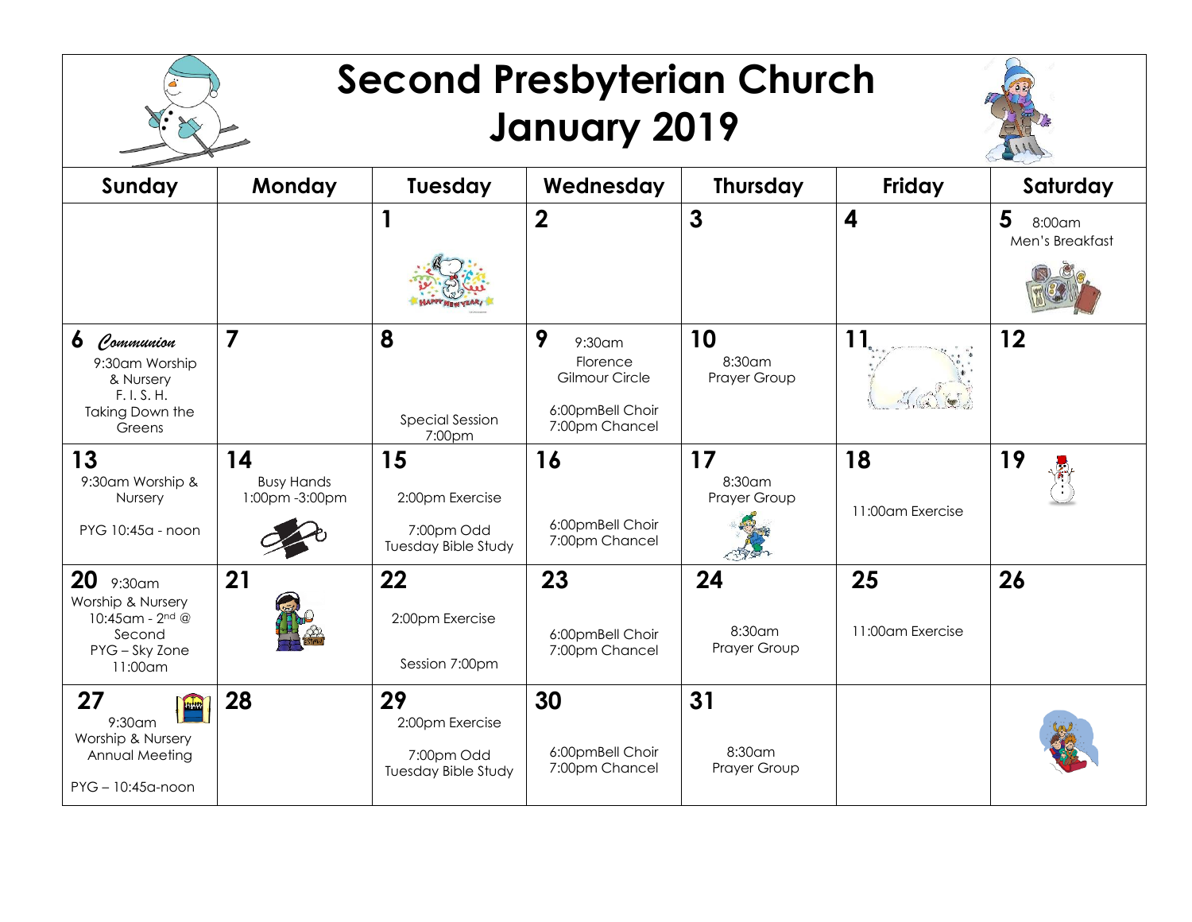# Second Presbyterian Church
## January 2019

| Sunday | Monday | Tuesday | Wednesday | Thursday | Friday | Saturday |
|---|---|---|---|---|---|---|
| | | 1 | 2 | 3 | 4 | 5 8:00am Men's Breakfast |
| 6 *Communion* 9:30am Worship & Nursery F. I. S. H. Taking Down the Greens | 7 | 8 Special Session 7:00pm | 9 9:30am Florence Gilmour Circle 6:00pmBell Choir 7:00pm Chancel | 10 8:30am Prayer Group | 11 | 12 |
| 13 9:30am Worship & Nursery PYG 10:45a - noon | 14 Busy Hands 1:00pm -3:00pm | 15 2:00pm Exercise 7:00pm Odd Tuesday Bible Study | 16 6:00pmBell Choir 7:00pm Chancel | 17 8:30am Prayer Group | 18 11:00am Exercise | 19 |
| 20 9:30am Worship & Nursery 10:45am - 2nd @ Second PYG – Sky Zone 11:00am | 21 | 22 2:00pm Exercise Session 7:00pm | 23 6:00pmBell Choir 7:00pm Chancel | 24 8:30am Prayer Group | 25 11:00am Exercise | 26 |
| 27 9:30am Worship & Nursery Annual Meeting PYG – 10:45a-noon | 28 | 29 2:00pm Exercise 7:00pm Odd Tuesday Bible Study | 30 6:00pmBell Choir 7:00pm Chancel | 31 8:30am Prayer Group | | |